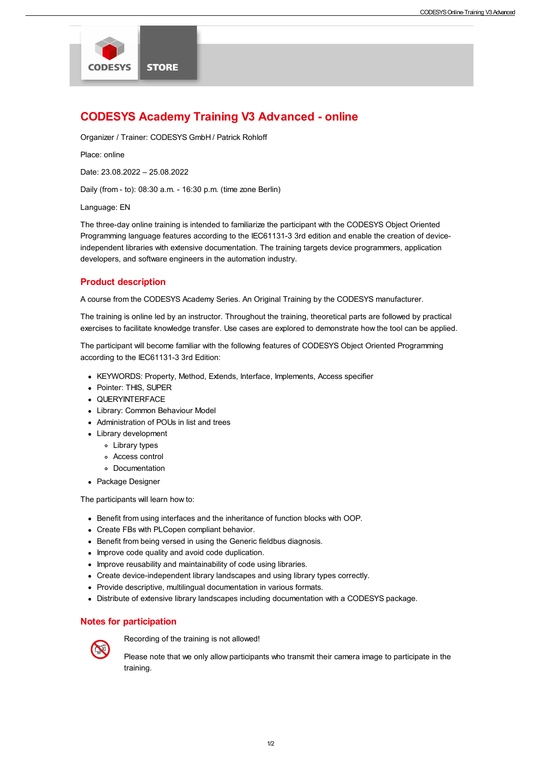# CODESYS Academy Training V3 Advanced - online

Organizer / Trainer: CODESYS GmbH / Patrick Rohloff

Place: online

Date: 23.08.2022 – 25.08.2022

Daily (from - to): 08:30 a.m. - 16:30 p.m. (time zone Berlin)

Language: EN

The three-day online training is intended to familiarize the participant with the CODESYS Object Oriented Programming language features according to the IEC61131-3 3rd edition and enable the creation of device-independent libraries with extensive documentation. The training targets device programmers, application developers, and software engineers in the automation industry.

## Product description

A course from the CODESYS Academy Series. An Original Training by the CODESYS manufacturer.

The training is online led by an instructor. Throughout the training, theoretical parts are followed by practical exercises to facilitate knowledge transfer. Use cases are explored to demonstrate how the tool can be applied.

The participant will become familiar with the following features of CODESYS Object Oriented Programming according to the IEC61131-3 3rd Edition:

- KEYWORDS: Property, Method, Extends, Interface, Implements, Access specifier
- Pointer: THIS, SUPER
- QUERYINTERFACE
- Library: Common Behaviour Model
- Administration of POUs in list and trees
- Library development
  - Library types
  - Access control
  - Documentation
- Package Designer

The participants will learn how to:

- Benefit from using interfaces and the inheritance of function blocks with OOP.
- Create FBs with PLCopen compliant behavior.
- Benefit from being versed in using the Generic fieldbus diagnosis.
- Improve code quality and avoid code duplication.
- Improve reusability and maintainability of code using libraries.
- Create device-independent library landscapes and using library types correctly.
- Provide descriptive, multilingual documentation in various formats.
- Distribute of extensive library landscapes including documentation with a CODESYS package.

## Notes for participation

Recording of the training is not allowed!

Please note that we only allow participants who transmit their camera image to participate in the training.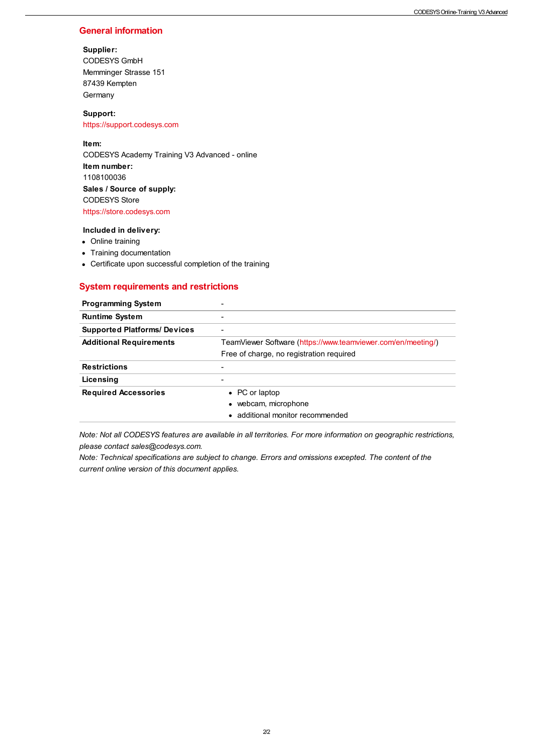## General information

**Supplier:**
CODESYS GmbH
Memminger Strasse 151
87439 Kempten
Germany

**Support:**
https://support.codesys.com

**Item:**
CODESYS Academy Training V3 Advanced - online
**Item number:**
1108100036
**Sales / Source of supply:**
CODESYS Store
https://store.codesys.com

**Included in delivery:**

- Online training
- Training documentation
- Certificate upon successful completion of the training

## System requirements and restrictions

| | |
|---|---|
| **Programming System** | - |
| **Runtime System** | - |
| **Supported Platforms/ Devices** | - |
| **Additional Requirements** | TeamViewer Software (https://www.teamviewer.com/en/meeting/)<br>Free of charge, no registration required |
| **Restrictions** | - |
| **Licensing** | - |
| **Required Accessories** | • PC or laptop<br>• webcam, microphone<br>• additional monitor recommended |

*Note: Not all CODESYS features are available in all territories. For more information on geographic restrictions, please contact sales@codesys.com.*
*Note: Technical specifications are subject to change. Errors and omissions excepted. The content of the current online version of this document applies.*